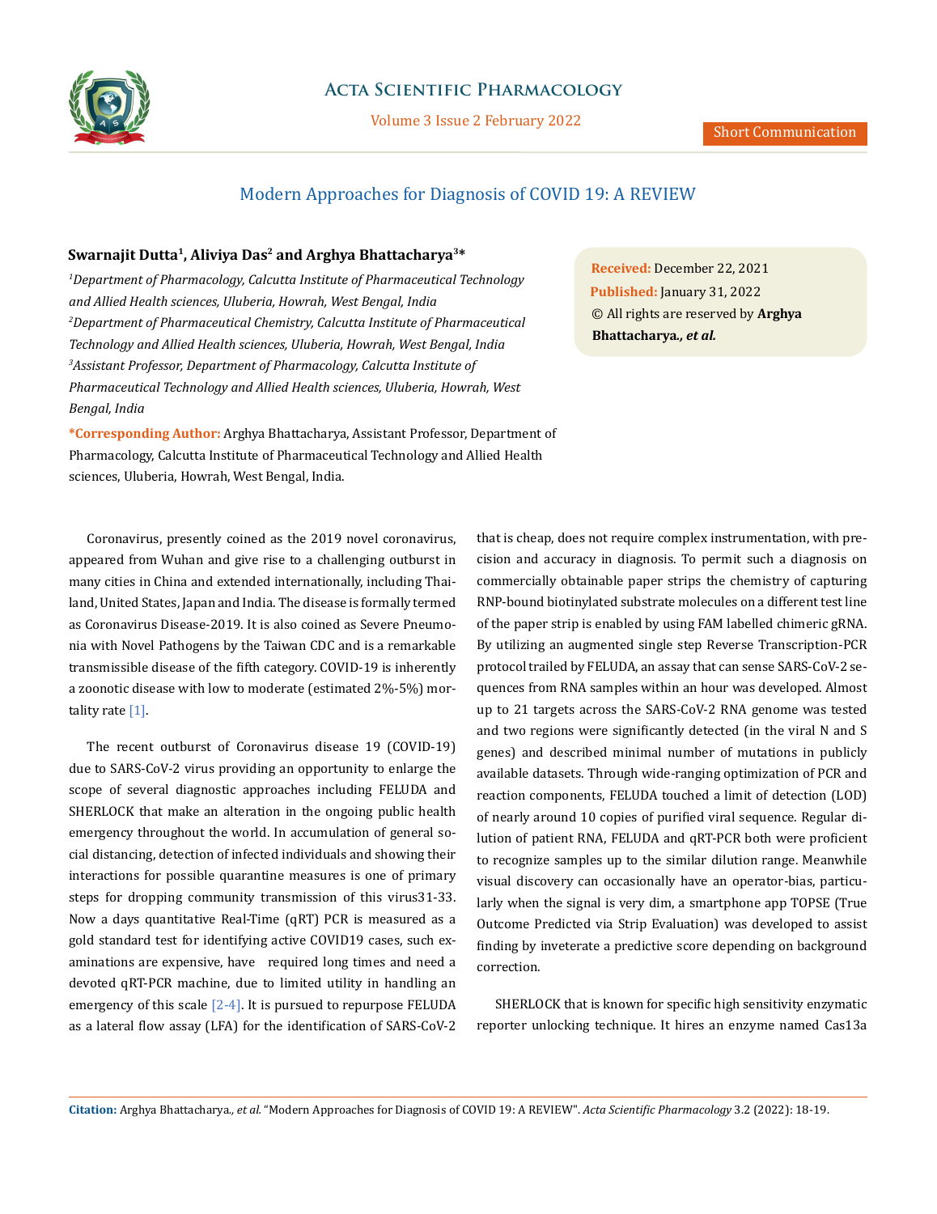# Modern Approaches for Diagnosis of COVID 19: A REVIEW

**Swarnajit Dutta[1], Aliviya Das[2] and Arghya Bhattacharya[3]***

*[1]Department of Pharmacology, Calcutta Institute of Pharmaceutical Technology and Allied Health sciences, Uluberia, Howrah, West Bengal, India*
*[2]Department of Pharmaceutical Chemistry, Calcutta Institute of Pharmaceutical Technology and Allied Health sciences, Uluberia, Howrah, West Bengal, India*
*[3]Assistant Professor, Department of Pharmacology, Calcutta Institute of Pharmaceutical Technology and Allied Health sciences, Uluberia, Howrah, West Bengal, India*

**\*Corresponding Author:** Arghya Bhattacharya, Assistant Professor, Department of Pharmacology, Calcutta Institute of Pharmaceutical Technology and Allied Health sciences, Uluberia, Howrah, West Bengal, India.

**Received:** December 22, 2021
**Published:** January 31, 2022
© All rights are reserved by **Arghya Bhattacharya., *et al.***

Coronavirus, presently coined as the 2019 novel coronavirus, appeared from Wuhan and give rise to a challenging outburst in many cities in China and extended internationally, including Thailand, United States, Japan and India. The disease is formally termed as Coronavirus Disease-2019. It is also coined as Severe Pneumonia with Novel Pathogens by the Taiwan CDC and is a remarkable transmissible disease of the fifth category. COVID-19 is inherently a zoonotic disease with low to moderate (estimated 2%-5%) mortality rate [1].

The recent outburst of Coronavirus disease 19 (COVID-19) due to SARS-CoV-2 virus providing an opportunity to enlarge the scope of several diagnostic approaches including FELUDA and SHERLOCK that make an alteration in the ongoing public health emergency throughout the world. In accumulation of general social distancing, detection of infected individuals and showing their interactions for possible quarantine measures is one of primary steps for dropping community transmission of this virus31-33. Now a days quantitative Real-Time (qRT) PCR is measured as a gold standard test for identifying active COVID19 cases, such examinations are expensive, have required long times and need a devoted qRT-PCR machine, due to limited utility in handling an emergency of this scale [2-4]. It is pursued to repurpose FELUDA as a lateral flow assay (LFA) for the identification of SARS-CoV-2 that is cheap, does not require complex instrumentation, with precision and accuracy in diagnosis. To permit such a diagnosis on commercially obtainable paper strips the chemistry of capturing RNP-bound biotinylated substrate molecules on a different test line of the paper strip is enabled by using FAM labelled chimeric gRNA. By utilizing an augmented single step Reverse Transcription-PCR protocol trailed by FELUDA, an assay that can sense SARS-CoV-2 sequences from RNA samples within an hour was developed. Almost up to 21 targets across the SARS-CoV-2 RNA genome was tested and two regions were significantly detected (in the viral N and S genes) and described minimal number of mutations in publicly available datasets. Through wide-ranging optimization of PCR and reaction components, FELUDA touched a limit of detection (LOD) of nearly around 10 copies of purified viral sequence. Regular dilution of patient RNA, FELUDA and qRT-PCR both were proficient to recognize samples up to the similar dilution range. Meanwhile visual discovery can occasionally have an operator-bias, particularly when the signal is very dim, a smartphone app TOPSE (True Outcome Predicted via Strip Evaluation) was developed to assist finding by inveterate a predictive score depending on background correction.

SHERLOCK that is known for specific high sensitivity enzymatic reporter unlocking technique. It hires an enzyme named Cas13a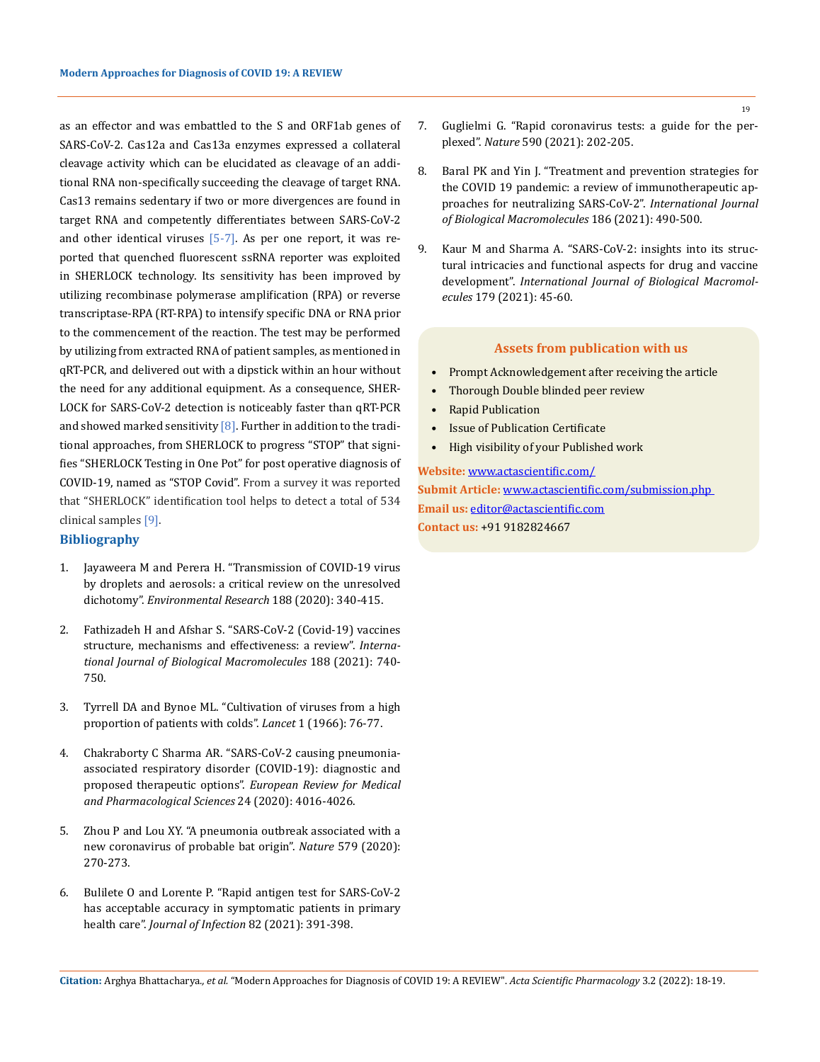as an effector and was embattled to the S and ORF1ab genes of SARS-CoV-2. Cas12a and Cas13a enzymes expressed a collateral cleavage activity which can be elucidated as cleavage of an additional RNA non-specifically succeeding the cleavage of target RNA. Cas13 remains sedentary if two or more divergences are found in target RNA and competently differentiates between SARS-CoV-2 and other identical viruses [5-7]. As per one report, it was reported that quenched fluorescent ssRNA reporter was exploited in SHERLOCK technology. Its sensitivity has been improved by utilizing recombinase polymerase amplification (RPA) or reverse transcriptase-RPA (RT-RPA) to intensify specific DNA or RNA prior to the commencement of the reaction. The test may be performed by utilizing from extracted RNA of patient samples, as mentioned in qRT-PCR, and delivered out with a dipstick within an hour without the need for any additional equipment. As a consequence, SHERLOCK for SARS-CoV-2 detection is noticeably faster than qRT-PCR and showed marked sensitivity [8]. Further in addition to the traditional approaches, from SHERLOCK to progress "STOP" that signifies "SHERLOCK Testing in One Pot" for post operative diagnosis of COVID-19, named as "STOP Covid". From a survey it was reported that "SHERLOCK" identification tool helps to detect a total of 534 clinical samples [9].

## Bibliography

1. Jayaweera M and Perera H. "Transmission of COVID-19 virus by droplets and aerosols: a critical review on the unresolved dichotomy". *Environmental Research* 188 (2020): 340-415.
2. Fathizadeh H and Afshar S. "SARS-CoV-2 (Covid-19) vaccines structure, mechanisms and effectiveness: a review". *International Journal of Biological Macromolecules* 188 (2021): 740-750.
3. Tyrrell DA and Bynoe ML. "Cultivation of viruses from a high proportion of patients with colds". *Lancet* 1 (1966): 76-77.
4. Chakraborty C Sharma AR. "SARS-CoV-2 causing pneumonia-associated respiratory disorder (COVID-19): diagnostic and proposed therapeutic options". *European Review for Medical and Pharmacological Sciences* 24 (2020): 4016-4026.
5. Zhou P and Lou XY. "A pneumonia outbreak associated with a new coronavirus of probable bat origin". *Nature* 579 (2020): 270-273.
6. Bulilete O and Lorente P. "Rapid antigen test for SARS-CoV-2 has acceptable accuracy in symptomatic patients in primary health care". *Journal of Infection* 82 (2021): 391-398.
7. Guglielmi G. "Rapid coronavirus tests: a guide for the perplexed". *Nature* 590 (2021): 202-205.
8. Baral PK and Yin J. "Treatment and prevention strategies for the COVID 19 pandemic: a review of immunotherapeutic approaches for neutralizing SARS-CoV-2". *International Journal of Biological Macromolecules* 186 (2021): 490-500.
9. Kaur M and Sharma A. "SARS-CoV-2: insights into its structural intricacies and functional aspects for drug and vaccine development". *International Journal of Biological Macromolecules* 179 (2021): 45-60.

### Assets from publication with us

- Prompt Acknowledgement after receiving the article
- Thorough Double blinded peer review
- Rapid Publication
- Issue of Publication Certificate
- High visibility of your Published work

**Website:** www.actascientific.com/
**Submit Article:** www.actascientific.com/submission.php
**Email us:** editor@actascientific.com
**Contact us:** +91 9182824667